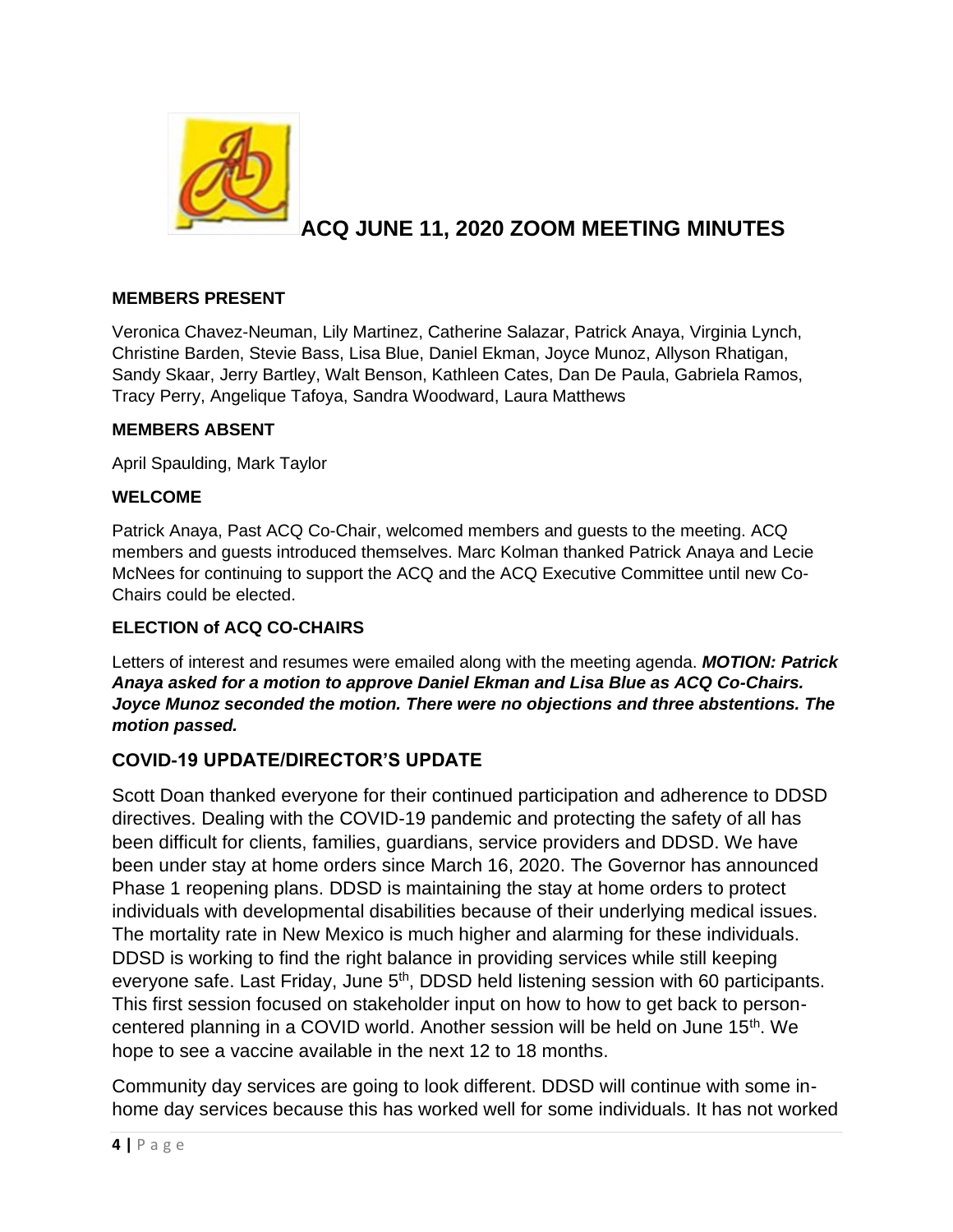# ACQ JUNE 11, 2020 ZOOM MEETING MINUTES

### MEMBERS PRESENT

Veronica Chavez-Neuman, Lily Martinez, Catherine Salazar, Patrick Anaya, Virginia Lynch, Christine Barden, Stevie Bass, Lisa Blue, Daniel Ekman, Joyce Munoz, Allyson Rhatigan, Sandy Skaar, Jerry Bartley, Walt Benson, Kathleen Cates, Dan De Paula, Gabriela Ramos, Tracy Perry, Angelique Tafoya, Sandra Woodward, Laura Matthews

### MEMBERS ABSENT

April Spaulding, Mark Taylor

### WELCOME

Patrick Anaya, Past ACQ Co-Chair, welcomed members and guests to the meeting. ACQ members and guests introduced themselves. Marc Kolman thanked Patrick Anaya and Lecie McNees for continuing to support the ACQ and the ACQ Executive Committee until new Co-Chairs could be elected.

### ELECTION of ACQ CO-CHAIRS

Letters of interest and resumes were emailed along with the meeting agenda. ***MOTION: Patrick Anaya asked for a motion to approve Daniel Ekman and Lisa Blue as ACQ Co-Chairs. Joyce Munoz seconded the motion. There were no objections and three abstentions. The motion passed.***

## COVID-19 UPDATE/DIRECTOR'S UPDATE

Scott Doan thanked everyone for their continued participation and adherence to DDSD directives. Dealing with the COVID-19 pandemic and protecting the safety of all has been difficult for clients, families, guardians, service providers and DDSD. We have been under stay at home orders since March 16, 2020. The Governor has announced Phase 1 reopening plans. DDSD is maintaining the stay at home orders to protect individuals with developmental disabilities because of their underlying medical issues. The mortality rate in New Mexico is much higher and alarming for these individuals. DDSD is working to find the right balance in providing services while still keeping everyone safe. Last Friday, June 5th, DDSD held listening session with 60 participants. This first session focused on stakeholder input on how to how to get back to person-centered planning in a COVID world. Another session will be held on June 15th. We hope to see a vaccine available in the next 12 to 18 months.

Community day services are going to look different. DDSD will continue with some in-home day services because this has worked well for some individuals. It has not worked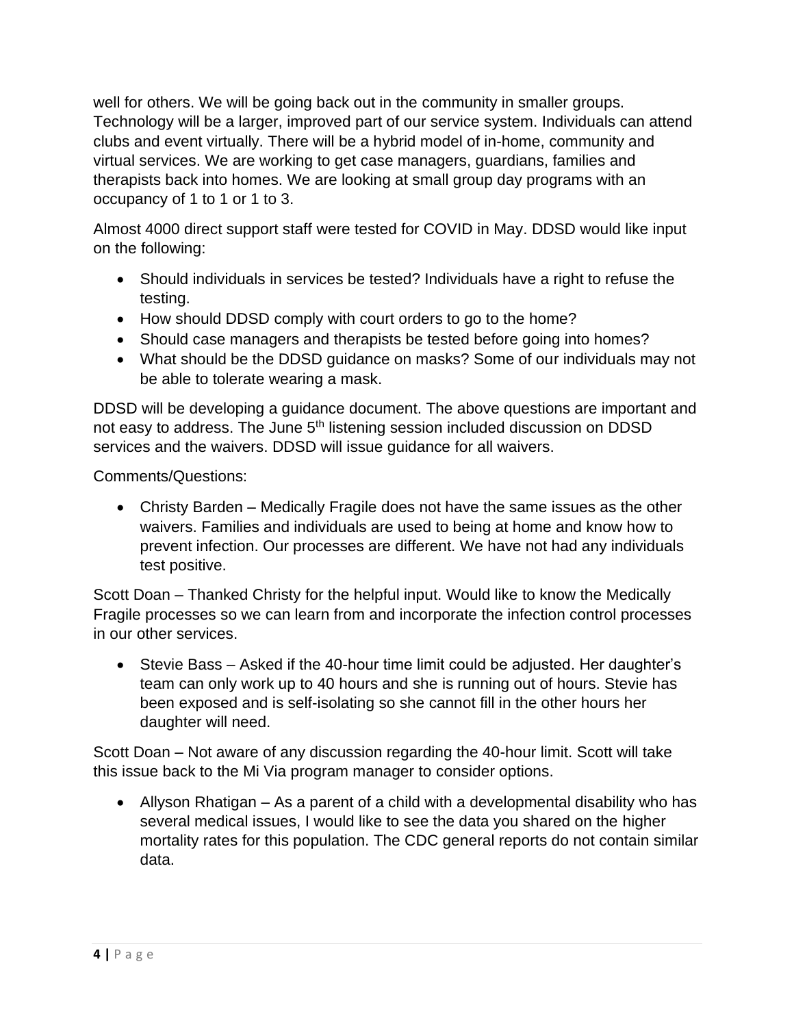well for others. We will be going back out in the community in smaller groups. Technology will be a larger, improved part of our service system. Individuals can attend clubs and event virtually. There will be a hybrid model of in-home, community and virtual services. We are working to get case managers, guardians, families and therapists back into homes. We are looking at small group day programs with an occupancy of 1 to 1 or 1 to 3.

Almost 4000 direct support staff were tested for COVID in May. DDSD would like input on the following:

- Should individuals in services be tested? Individuals have a right to refuse the testing.
- How should DDSD comply with court orders to go to the home?
- Should case managers and therapists be tested before going into homes?
- What should be the DDSD guidance on masks? Some of our individuals may not be able to tolerate wearing a mask.

DDSD will be developing a guidance document. The above questions are important and not easy to address. The June 5th listening session included discussion on DDSD services and the waivers. DDSD will issue guidance for all waivers.

Comments/Questions:

- Christy Barden – Medically Fragile does not have the same issues as the other waivers. Families and individuals are used to being at home and know how to prevent infection. Our processes are different. We have not had any individuals test positive.

Scott Doan – Thanked Christy for the helpful input. Would like to know the Medically Fragile processes so we can learn from and incorporate the infection control processes in our other services.

- Stevie Bass – Asked if the 40-hour time limit could be adjusted. Her daughter's team can only work up to 40 hours and she is running out of hours. Stevie has been exposed and is self-isolating so she cannot fill in the other hours her daughter will need.

Scott Doan – Not aware of any discussion regarding the 40-hour limit. Scott will take this issue back to the Mi Via program manager to consider options.

- Allyson Rhatigan – As a parent of a child with a developmental disability who has several medical issues, I would like to see the data you shared on the higher mortality rates for this population. The CDC general reports do not contain similar data.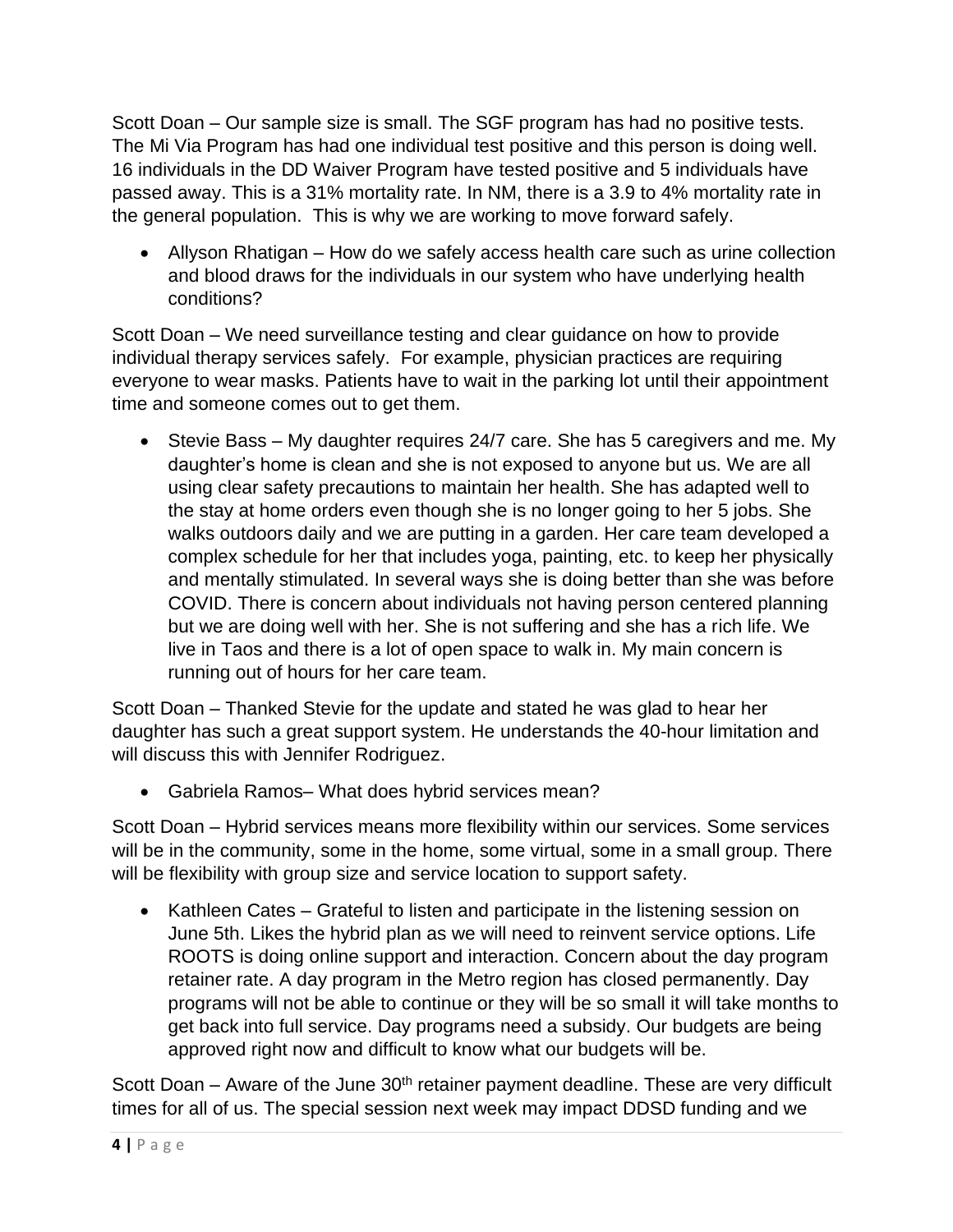Scott Doan – Our sample size is small. The SGF program has had no positive tests. The Mi Via Program has had one individual test positive and this person is doing well. 16 individuals in the DD Waiver Program have tested positive and 5 individuals have passed away. This is a 31% mortality rate. In NM, there is a 3.9 to 4% mortality rate in the general population. This is why we are working to move forward safely.

- Allyson Rhatigan – How do we safely access health care such as urine collection and blood draws for the individuals in our system who have underlying health conditions?

Scott Doan – We need surveillance testing and clear guidance on how to provide individual therapy services safely. For example, physician practices are requiring everyone to wear masks. Patients have to wait in the parking lot until their appointment time and someone comes out to get them.

- Stevie Bass – My daughter requires 24/7 care. She has 5 caregivers and me. My daughter's home is clean and she is not exposed to anyone but us. We are all using clear safety precautions to maintain her health. She has adapted well to the stay at home orders even though she is no longer going to her 5 jobs. She walks outdoors daily and we are putting in a garden. Her care team developed a complex schedule for her that includes yoga, painting, etc. to keep her physically and mentally stimulated. In several ways she is doing better than she was before COVID. There is concern about individuals not having person centered planning but we are doing well with her. She is not suffering and she has a rich life. We live in Taos and there is a lot of open space to walk in. My main concern is running out of hours for her care team.

Scott Doan – Thanked Stevie for the update and stated he was glad to hear her daughter has such a great support system. He understands the 40-hour limitation and will discuss this with Jennifer Rodriguez.

- Gabriela Ramos– What does hybrid services mean?

Scott Doan – Hybrid services means more flexibility within our services. Some services will be in the community, some in the home, some virtual, some in a small group. There will be flexibility with group size and service location to support safety.

- Kathleen Cates – Grateful to listen and participate in the listening session on June 5th. Likes the hybrid plan as we will need to reinvent service options. Life ROOTS is doing online support and interaction. Concern about the day program retainer rate. A day program in the Metro region has closed permanently. Day programs will not be able to continue or they will be so small it will take months to get back into full service. Day programs need a subsidy. Our budgets are being approved right now and difficult to know what our budgets will be.

Scott Doan – Aware of the June 30th retainer payment deadline. These are very difficult times for all of us. The special session next week may impact DDSD funding and we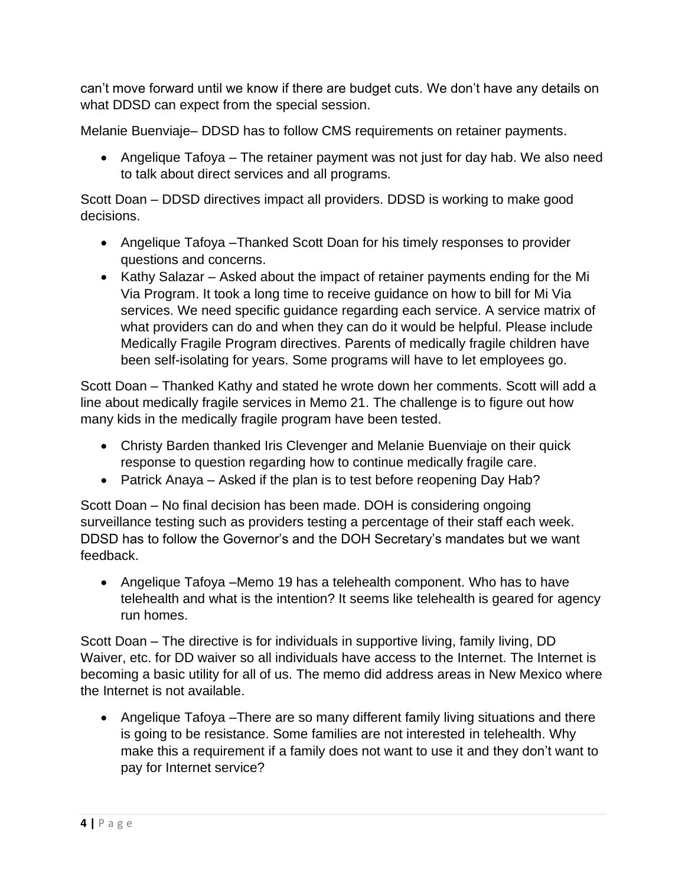can't move forward until we know if there are budget cuts. We don't have any details on what DDSD can expect from the special session.

Melanie Buenviaje– DDSD has to follow CMS requirements on retainer payments.

- Angelique Tafoya – The retainer payment was not just for day hab. We also need to talk about direct services and all programs.

Scott Doan – DDSD directives impact all providers. DDSD is working to make good decisions.

- Angelique Tafoya –Thanked Scott Doan for his timely responses to provider questions and concerns.
- Kathy Salazar – Asked about the impact of retainer payments ending for the Mi Via Program. It took a long time to receive guidance on how to bill for Mi Via services. We need specific guidance regarding each service. A service matrix of what providers can do and when they can do it would be helpful. Please include Medically Fragile Program directives. Parents of medically fragile children have been self-isolating for years. Some programs will have to let employees go.

Scott Doan – Thanked Kathy and stated he wrote down her comments. Scott will add a line about medically fragile services in Memo 21. The challenge is to figure out how many kids in the medically fragile program have been tested.

- Christy Barden thanked Iris Clevenger and Melanie Buenviaje on their quick response to question regarding how to continue medically fragile care.
- Patrick Anaya – Asked if the plan is to test before reopening Day Hab?

Scott Doan – No final decision has been made. DOH is considering ongoing surveillance testing such as providers testing a percentage of their staff each week. DDSD has to follow the Governor's and the DOH Secretary's mandates but we want feedback.

- Angelique Tafoya –Memo 19 has a telehealth component. Who has to have telehealth and what is the intention? It seems like telehealth is geared for agency run homes.

Scott Doan – The directive is for individuals in supportive living, family living, DD Waiver, etc. for DD waiver so all individuals have access to the Internet. The Internet is becoming a basic utility for all of us. The memo did address areas in New Mexico where the Internet is not available.

- Angelique Tafoya –There are so many different family living situations and there is going to be resistance. Some families are not interested in telehealth. Why make this a requirement if a family does not want to use it and they don't want to pay for Internet service?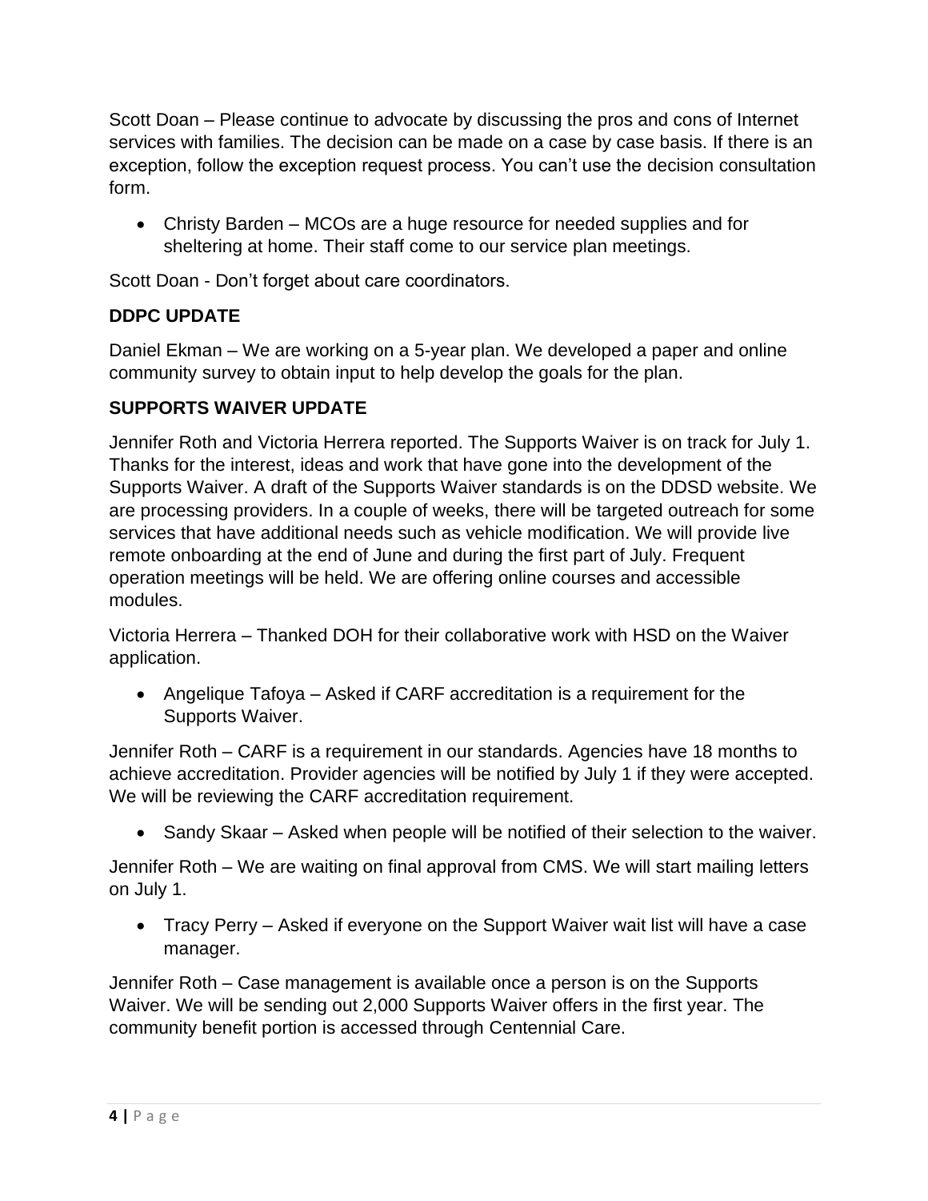Scott Doan – Please continue to advocate by discussing the pros and cons of Internet services with families. The decision can be made on a case by case basis. If there is an exception, follow the exception request process. You can't use the decision consultation form.

- Christy Barden – MCOs are a huge resource for needed supplies and for sheltering at home. Their staff come to our service plan meetings.

Scott Doan - Don't forget about care coordinators.

**DDPC UPDATE**

Daniel Ekman – We are working on a 5-year plan. We developed a paper and online community survey to obtain input to help develop the goals for the plan.

**SUPPORTS WAIVER UPDATE**

Jennifer Roth and Victoria Herrera reported. The Supports Waiver is on track for July 1. Thanks for the interest, ideas and work that have gone into the development of the Supports Waiver. A draft of the Supports Waiver standards is on the DDSD website. We are processing providers. In a couple of weeks, there will be targeted outreach for some services that have additional needs such as vehicle modification. We will provide live remote onboarding at the end of June and during the first part of July. Frequent operation meetings will be held. We are offering online courses and accessible modules.

Victoria Herrera – Thanked DOH for their collaborative work with HSD on the Waiver application.

- Angelique Tafoya – Asked if CARF accreditation is a requirement for the Supports Waiver.

Jennifer Roth – CARF is a requirement in our standards. Agencies have 18 months to achieve accreditation. Provider agencies will be notified by July 1 if they were accepted. We will be reviewing the CARF accreditation requirement.

- Sandy Skaar – Asked when people will be notified of their selection to the waiver.

Jennifer Roth – We are waiting on final approval from CMS. We will start mailing letters on July 1.

- Tracy Perry – Asked if everyone on the Support Waiver wait list will have a case manager.

Jennifer Roth – Case management is available once a person is on the Supports Waiver. We will be sending out 2,000 Supports Waiver offers in the first year. The community benefit portion is accessed through Centennial Care.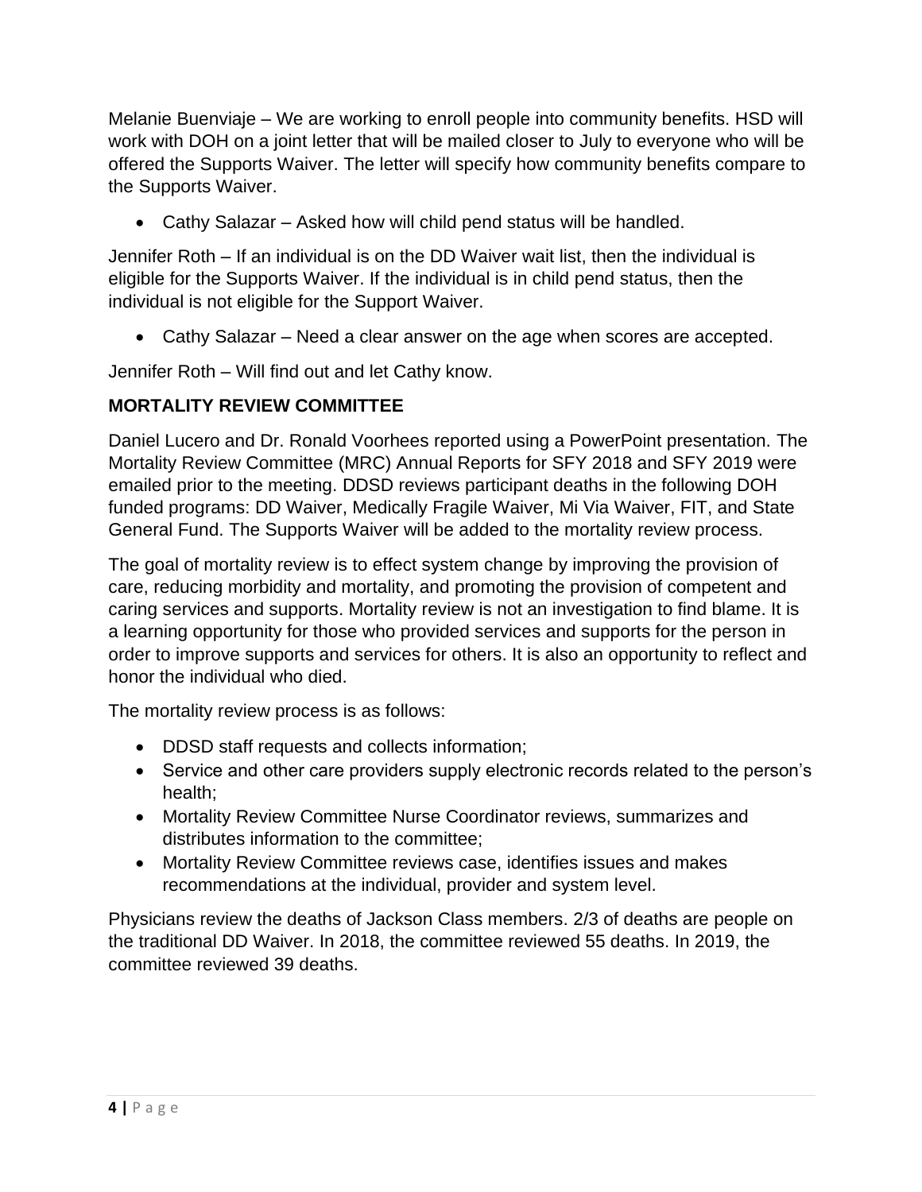Melanie Buenviaje – We are working to enroll people into community benefits. HSD will work with DOH on a joint letter that will be mailed closer to July to everyone who will be offered the Supports Waiver. The letter will specify how community benefits compare to the Supports Waiver.

- Cathy Salazar – Asked how will child pend status will be handled.

Jennifer Roth – If an individual is on the DD Waiver wait list, then the individual is eligible for the Supports Waiver. If the individual is in child pend status, then the individual is not eligible for the Support Waiver.

- Cathy Salazar – Need a clear answer on the age when scores are accepted.

Jennifer Roth – Will find out and let Cathy know.

## MORTALITY REVIEW COMMITTEE

Daniel Lucero and Dr. Ronald Voorhees reported using a PowerPoint presentation. The Mortality Review Committee (MRC) Annual Reports for SFY 2018 and SFY 2019 were emailed prior to the meeting. DDSD reviews participant deaths in the following DOH funded programs: DD Waiver, Medically Fragile Waiver, Mi Via Waiver, FIT, and State General Fund. The Supports Waiver will be added to the mortality review process.

The goal of mortality review is to effect system change by improving the provision of care, reducing morbidity and mortality, and promoting the provision of competent and caring services and supports. Mortality review is not an investigation to find blame. It is a learning opportunity for those who provided services and supports for the person in order to improve supports and services for others. It is also an opportunity to reflect and honor the individual who died.

The mortality review process is as follows:

- DDSD staff requests and collects information;
- Service and other care providers supply electronic records related to the person's health;
- Mortality Review Committee Nurse Coordinator reviews, summarizes and distributes information to the committee;
- Mortality Review Committee reviews case, identifies issues and makes recommendations at the individual, provider and system level.

Physicians review the deaths of Jackson Class members. 2/3 of deaths are people on the traditional DD Waiver. In 2018, the committee reviewed 55 deaths. In 2019, the committee reviewed 39 deaths.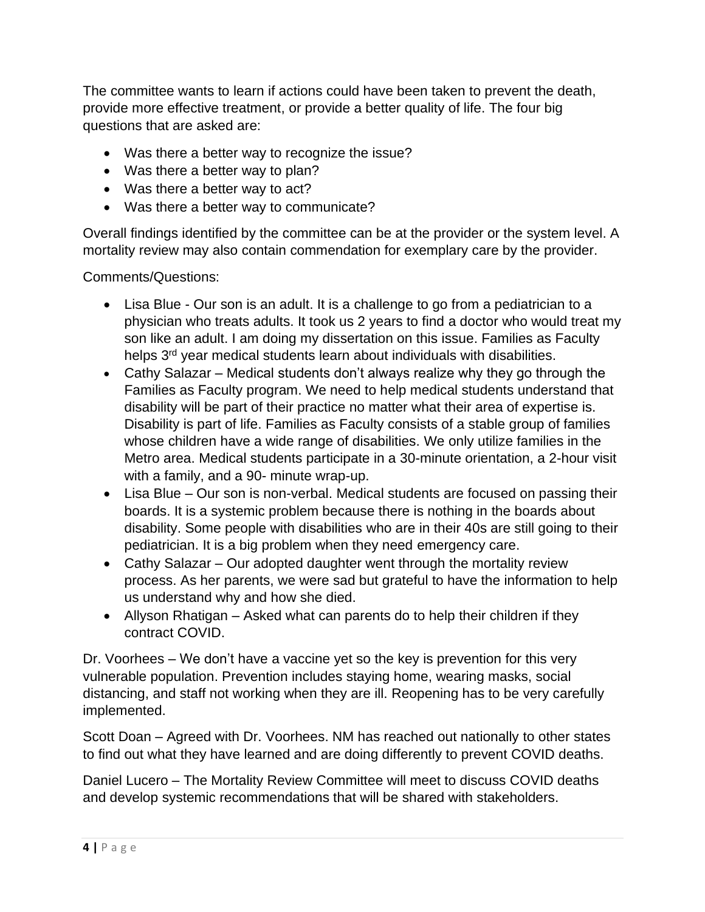The committee wants to learn if actions could have been taken to prevent the death, provide more effective treatment, or provide a better quality of life. The four big questions that are asked are:

- Was there a better way to recognize the issue?
- Was there a better way to plan?
- Was there a better way to act?
- Was there a better way to communicate?

Overall findings identified by the committee can be at the provider or the system level. A mortality review may also contain commendation for exemplary care by the provider.

Comments/Questions:

- Lisa Blue - Our son is an adult. It is a challenge to go from a pediatrician to a physician who treats adults. It took us 2 years to find a doctor who would treat my son like an adult. I am doing my dissertation on this issue. Families as Faculty helps 3rd year medical students learn about individuals with disabilities.
- Cathy Salazar – Medical students don't always realize why they go through the Families as Faculty program. We need to help medical students understand that disability will be part of their practice no matter what their area of expertise is. Disability is part of life. Families as Faculty consists of a stable group of families whose children have a wide range of disabilities. We only utilize families in the Metro area. Medical students participate in a 30-minute orientation, a 2-hour visit with a family, and a 90- minute wrap-up.
- Lisa Blue – Our son is non-verbal. Medical students are focused on passing their boards. It is a systemic problem because there is nothing in the boards about disability. Some people with disabilities who are in their 40s are still going to their pediatrician. It is a big problem when they need emergency care.
- Cathy Salazar – Our adopted daughter went through the mortality review process. As her parents, we were sad but grateful to have the information to help us understand why and how she died.
- Allyson Rhatigan – Asked what can parents do to help their children if they contract COVID.

Dr. Voorhees – We don't have a vaccine yet so the key is prevention for this very vulnerable population. Prevention includes staying home, wearing masks, social distancing, and staff not working when they are ill. Reopening has to be very carefully implemented.

Scott Doan – Agreed with Dr. Voorhees. NM has reached out nationally to other states to find out what they have learned and are doing differently to prevent COVID deaths.

Daniel Lucero – The Mortality Review Committee will meet to discuss COVID deaths and develop systemic recommendations that will be shared with stakeholders.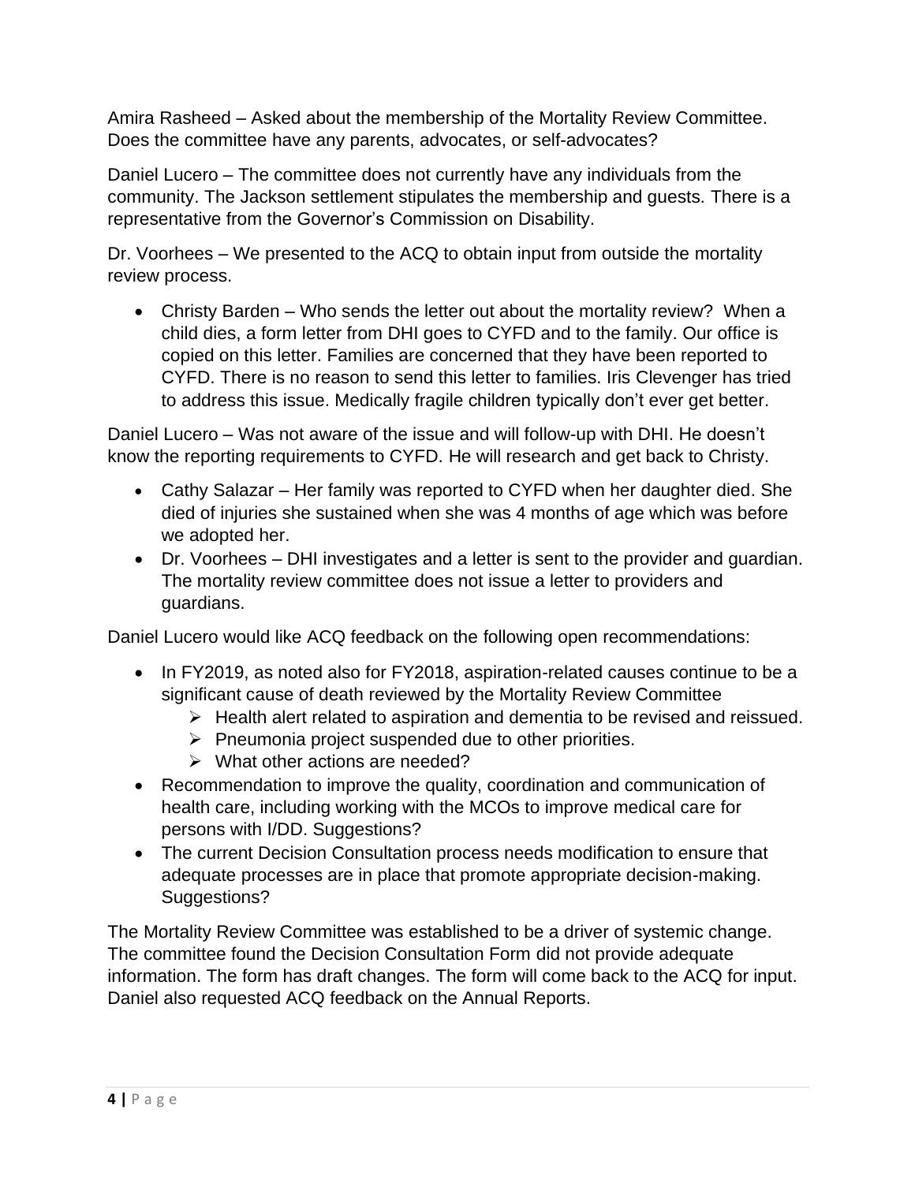Amira Rasheed – Asked about the membership of the Mortality Review Committee. Does the committee have any parents, advocates, or self-advocates?

Daniel Lucero – The committee does not currently have any individuals from the community. The Jackson settlement stipulates the membership and guests. There is a representative from the Governor's Commission on Disability.

Dr. Voorhees – We presented to the ACQ to obtain input from outside the mortality review process.

- Christy Barden – Who sends the letter out about the mortality review? When a child dies, a form letter from DHI goes to CYFD and to the family. Our office is copied on this letter. Families are concerned that they have been reported to CYFD. There is no reason to send this letter to families. Iris Clevenger has tried to address this issue. Medically fragile children typically don't ever get better.

Daniel Lucero – Was not aware of the issue and will follow-up with DHI. He doesn't know the reporting requirements to CYFD. He will research and get back to Christy.

- Cathy Salazar – Her family was reported to CYFD when her daughter died. She died of injuries she sustained when she was 4 months of age which was before we adopted her.
- Dr. Voorhees – DHI investigates and a letter is sent to the provider and guardian. The mortality review committee does not issue a letter to providers and guardians.

Daniel Lucero would like ACQ feedback on the following open recommendations:

- In FY2019, as noted also for FY2018, aspiration-related causes continue to be a significant cause of death reviewed by the Mortality Review Committee
  - Health alert related to aspiration and dementia to be revised and reissued.
  - Pneumonia project suspended due to other priorities.
  - What other actions are needed?
- Recommendation to improve the quality, coordination and communication of health care, including working with the MCOs to improve medical care for persons with I/DD. Suggestions?
- The current Decision Consultation process needs modification to ensure that adequate processes are in place that promote appropriate decision-making. Suggestions?

The Mortality Review Committee was established to be a driver of systemic change. The committee found the Decision Consultation Form did not provide adequate information. The form has draft changes. The form will come back to the ACQ for input. Daniel also requested ACQ feedback on the Annual Reports.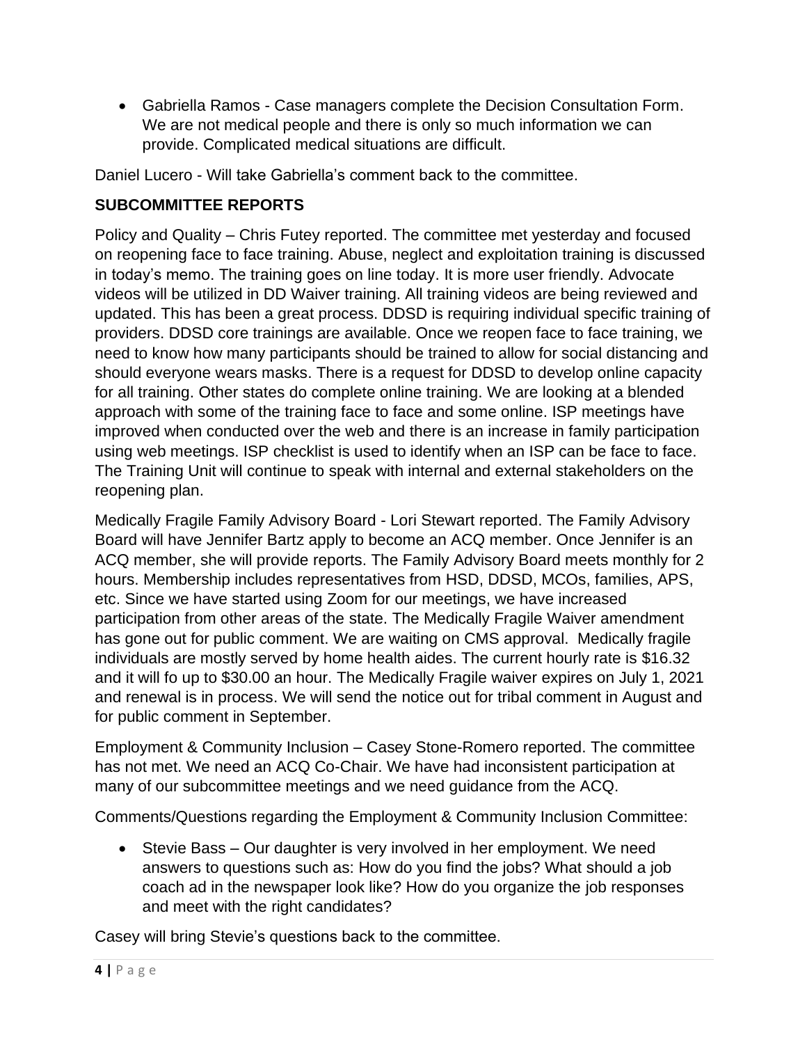- Gabriella Ramos - Case managers complete the Decision Consultation Form. We are not medical people and there is only so much information we can provide. Complicated medical situations are difficult.

Daniel Lucero - Will take Gabriella's comment back to the committee.

**SUBCOMMITTEE REPORTS**

Policy and Quality – Chris Futey reported. The committee met yesterday and focused on reopening face to face training. Abuse, neglect and exploitation training is discussed in today's memo. The training goes on line today. It is more user friendly. Advocate videos will be utilized in DD Waiver training. All training videos are being reviewed and updated. This has been a great process. DDSD is requiring individual specific training of providers. DDSD core trainings are available. Once we reopen face to face training, we need to know how many participants should be trained to allow for social distancing and should everyone wears masks. There is a request for DDSD to develop online capacity for all training. Other states do complete online training. We are looking at a blended approach with some of the training face to face and some online. ISP meetings have improved when conducted over the web and there is an increase in family participation using web meetings. ISP checklist is used to identify when an ISP can be face to face. The Training Unit will continue to speak with internal and external stakeholders on the reopening plan.

Medically Fragile Family Advisory Board - Lori Stewart reported. The Family Advisory Board will have Jennifer Bartz apply to become an ACQ member. Once Jennifer is an ACQ member, she will provide reports. The Family Advisory Board meets monthly for 2 hours. Membership includes representatives from HSD, DDSD, MCOs, families, APS, etc. Since we have started using Zoom for our meetings, we have increased participation from other areas of the state. The Medically Fragile Waiver amendment has gone out for public comment. We are waiting on CMS approval. Medically fragile individuals are mostly served by home health aides. The current hourly rate is $16.32 and it will fo up to $30.00 an hour. The Medically Fragile waiver expires on July 1, 2021 and renewal is in process. We will send the notice out for tribal comment in August and for public comment in September.

Employment & Community Inclusion – Casey Stone-Romero reported. The committee has not met. We need an ACQ Co-Chair. We have had inconsistent participation at many of our subcommittee meetings and we need guidance from the ACQ.

Comments/Questions regarding the Employment & Community Inclusion Committee:

- Stevie Bass – Our daughter is very involved in her employment. We need answers to questions such as: How do you find the jobs? What should a job coach ad in the newspaper look like? How do you organize the job responses and meet with the right candidates?

Casey will bring Stevie's questions back to the committee.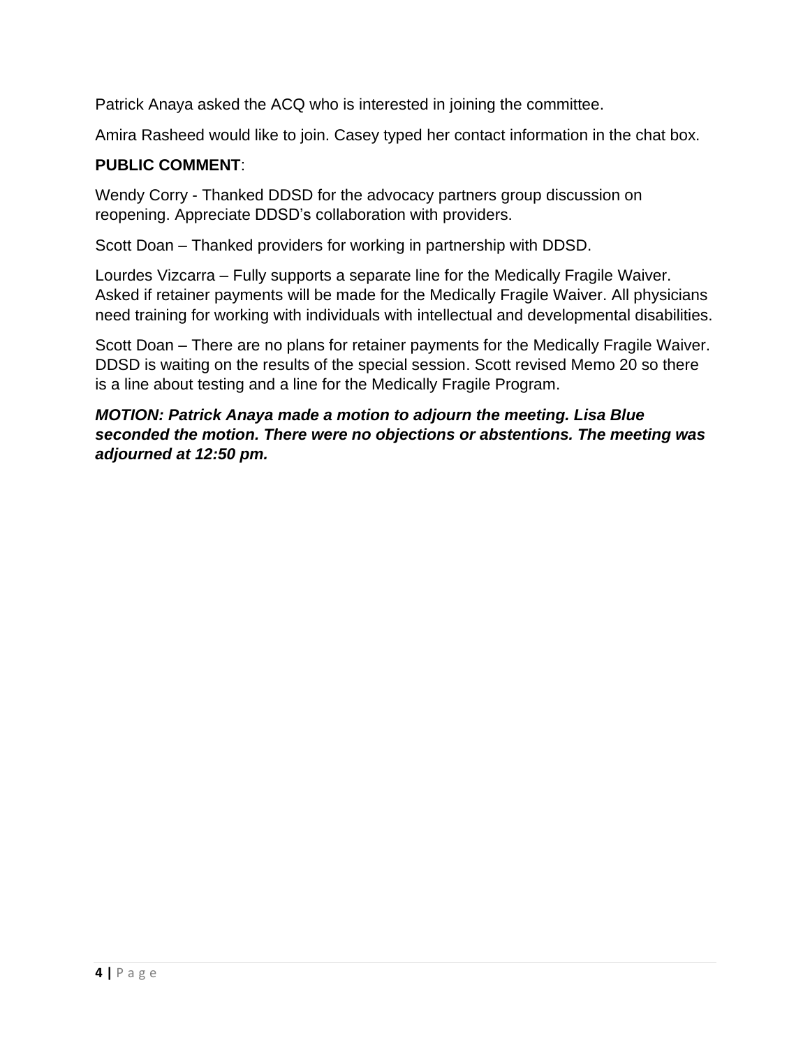Patrick Anaya asked the ACQ who is interested in joining the committee.

Amira Rasheed would like to join. Casey typed her contact information in the chat box.

**PUBLIC COMMENT**:

Wendy Corry - Thanked DDSD for the advocacy partners group discussion on reopening. Appreciate DDSD's collaboration with providers.

Scott Doan – Thanked providers for working in partnership with DDSD.

Lourdes Vizcarra – Fully supports a separate line for the Medically Fragile Waiver. Asked if retainer payments will be made for the Medically Fragile Waiver. All physicians need training for working with individuals with intellectual and developmental disabilities.

Scott Doan – There are no plans for retainer payments for the Medically Fragile Waiver. DDSD is waiting on the results of the special session. Scott revised Memo 20 so there is a line about testing and a line for the Medically Fragile Program.

***MOTION: Patrick Anaya made a motion to adjourn the meeting. Lisa Blue seconded the motion. There were no objections or abstentions. The meeting was adjourned at 12:50 pm.***